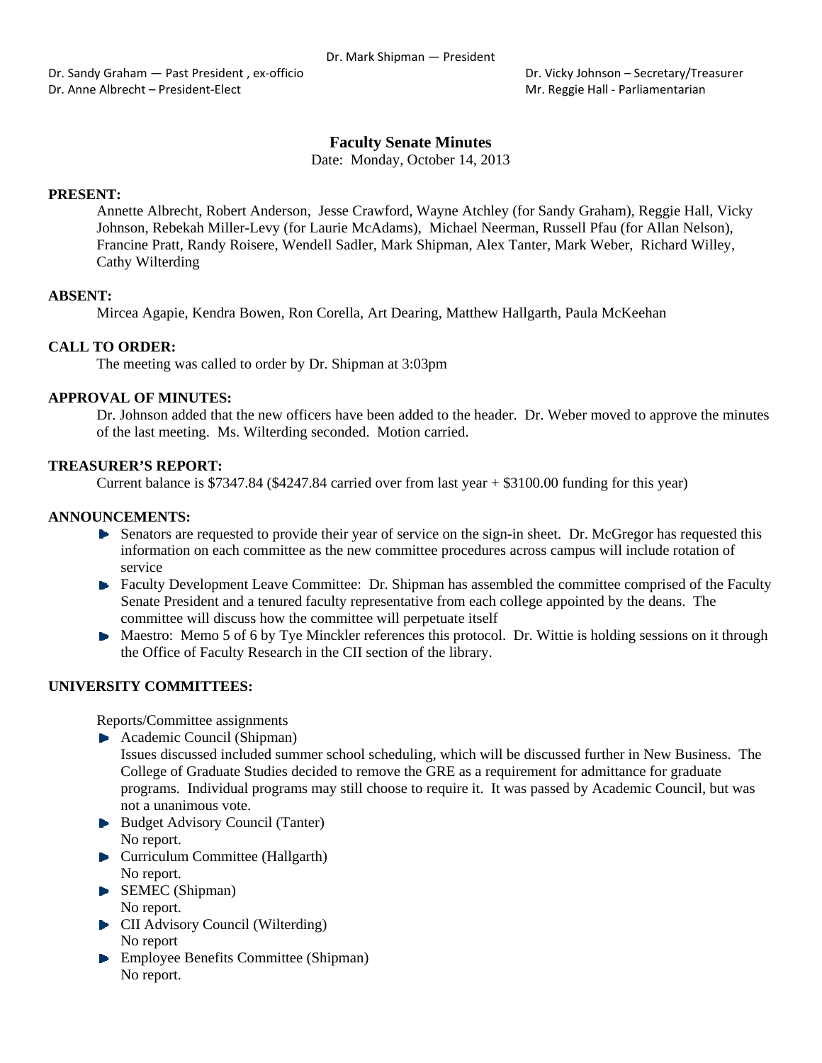Dr. Mark Shipman — President

Dr. Sandy Graham — Past President , ex-officio

Dr. Vicky Johnson – Secretary/Treasurer

Dr. Anne Albrecht – President-Elect

Mr. Reggie Hall - Parliamentarian

# Faculty Senate Minutes

Date: Monday, October 14, 2013

## PRESENT:

Annette Albrecht, Robert Anderson, Jesse Crawford, Wayne Atchley (for Sandy Graham), Reggie Hall, Vicky Johnson, Rebekah Miller-Levy (for Laurie McAdams), Michael Neerman, Russell Pfau (for Allan Nelson), Francine Pratt, Randy Roisere, Wendell Sadler, Mark Shipman, Alex Tanter, Mark Weber, Richard Willey, Cathy Wilterding

## ABSENT:

Mircea Agapie, Kendra Bowen, Ron Corella, Art Dearing, Matthew Hallgarth, Paula McKeehan

## CALL TO ORDER:

The meeting was called to order by Dr. Shipman at 3:03pm

## APPROVAL OF MINUTES:

Dr. Johnson added that the new officers have been added to the header. Dr. Weber moved to approve the minutes of the last meeting. Ms. Wilterding seconded. Motion carried.

## TREASURER'S REPORT:

Current balance is $7347.84 ($4247.84 carried over from last year + $3100.00 funding for this year)

## ANNOUNCEMENTS:

- Senators are requested to provide their year of service on the sign-in sheet. Dr. McGregor has requested this information on each committee as the new committee procedures across campus will include rotation of service
- Faculty Development Leave Committee: Dr. Shipman has assembled the committee comprised of the Faculty Senate President and a tenured faculty representative from each college appointed by the deans. The committee will discuss how the committee will perpetuate itself
- Maestro: Memo 5 of 6 by Tye Minckler references this protocol. Dr. Wittie is holding sessions on it through the Office of Faculty Research in the CII section of the library.

## UNIVERSITY COMMITTEES:

Reports/Committee assignments

- Academic Council (Shipman)
  Issues discussed included summer school scheduling, which will be discussed further in New Business. The College of Graduate Studies decided to remove the GRE as a requirement for admittance for graduate programs. Individual programs may still choose to require it. It was passed by Academic Council, but was not a unanimous vote.
- Budget Advisory Council (Tanter)
  No report.
- Curriculum Committee (Hallgarth)
  No report.
- SEMEC (Shipman)
  No report.
- CII Advisory Council (Wilterding)
  No report
- Employee Benefits Committee (Shipman)
  No report.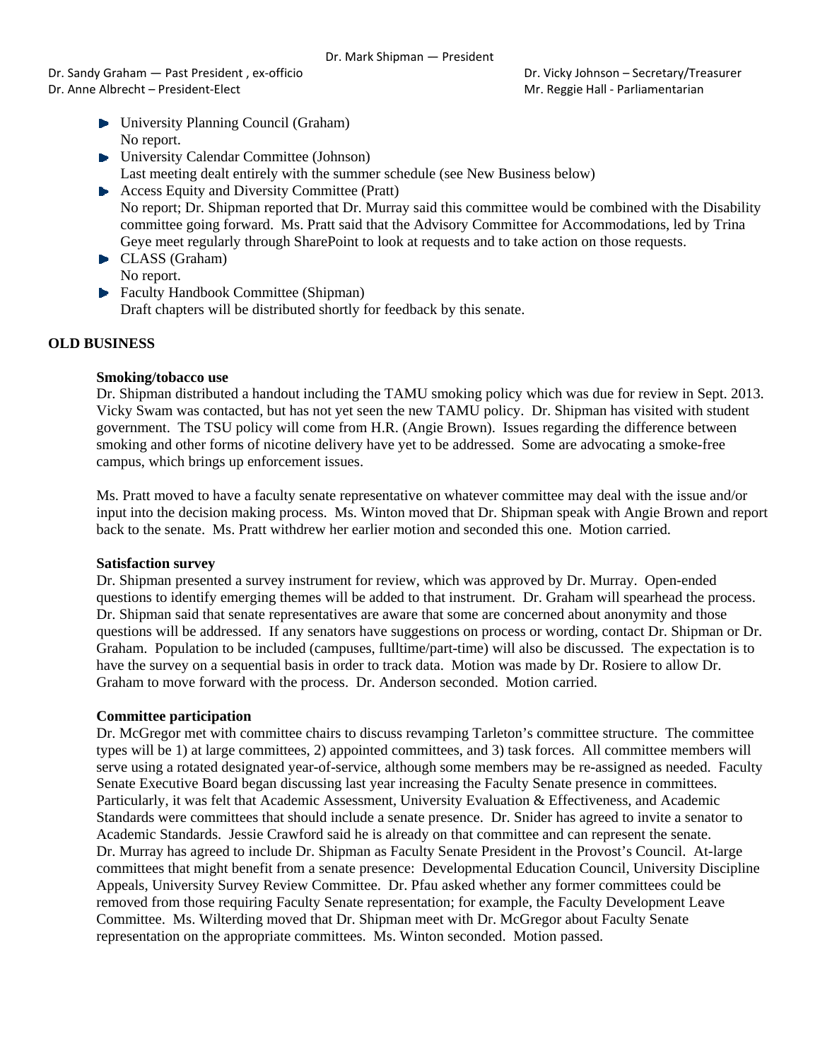- University Planning Council (Graham)
  No report.
- University Calendar Committee (Johnson)
  Last meeting dealt entirely with the summer schedule (see New Business below)
- Access Equity and Diversity Committee (Pratt)
  No report; Dr. Shipman reported that Dr. Murray said this committee would be combined with the Disability committee going forward. Ms. Pratt said that the Advisory Committee for Accommodations, led by Trina Geye meet regularly through SharePoint to look at requests and to take action on those requests.
- CLASS (Graham)
  No report.
- Faculty Handbook Committee (Shipman)
  Draft chapters will be distributed shortly for feedback by this senate.

## OLD BUSINESS

**Smoking/tobacco use**

Dr. Shipman distributed a handout including the TAMU smoking policy which was due for review in Sept. 2013. Vicky Swam was contacted, but has not yet seen the new TAMU policy. Dr. Shipman has visited with student government. The TSU policy will come from H.R. (Angie Brown). Issues regarding the difference between smoking and other forms of nicotine delivery have yet to be addressed. Some are advocating a smoke-free campus, which brings up enforcement issues.

Ms. Pratt moved to have a faculty senate representative on whatever committee may deal with the issue and/or input into the decision making process. Ms. Winton moved that Dr. Shipman speak with Angie Brown and report back to the senate. Ms. Pratt withdrew her earlier motion and seconded this one. Motion carried.

**Satisfaction survey**

Dr. Shipman presented a survey instrument for review, which was approved by Dr. Murray. Open-ended questions to identify emerging themes will be added to that instrument. Dr. Graham will spearhead the process. Dr. Shipman said that senate representatives are aware that some are concerned about anonymity and those questions will be addressed. If any senators have suggestions on process or wording, contact Dr. Shipman or Dr. Graham. Population to be included (campuses, fulltime/part-time) will also be discussed. The expectation is to have the survey on a sequential basis in order to track data. Motion was made by Dr. Rosiere to allow Dr. Graham to move forward with the process. Dr. Anderson seconded. Motion carried.

**Committee participation**

Dr. McGregor met with committee chairs to discuss revamping Tarleton's committee structure. The committee types will be 1) at large committees, 2) appointed committees, and 3) task forces. All committee members will serve using a rotated designated year-of-service, although some members may be re-assigned as needed. Faculty Senate Executive Board began discussing last year increasing the Faculty Senate presence in committees. Particularly, it was felt that Academic Assessment, University Evaluation & Effectiveness, and Academic Standards were committees that should include a senate presence. Dr. Snider has agreed to invite a senator to Academic Standards. Jessie Crawford said he is already on that committee and can represent the senate. Dr. Murray has agreed to include Dr. Shipman as Faculty Senate President in the Provost's Council. At-large committees that might benefit from a senate presence: Developmental Education Council, University Discipline Appeals, University Survey Review Committee. Dr. Pfau asked whether any former committees could be removed from those requiring Faculty Senate representation; for example, the Faculty Development Leave Committee. Ms. Wilterding moved that Dr. Shipman meet with Dr. McGregor about Faculty Senate representation on the appropriate committees. Ms. Winton seconded. Motion passed.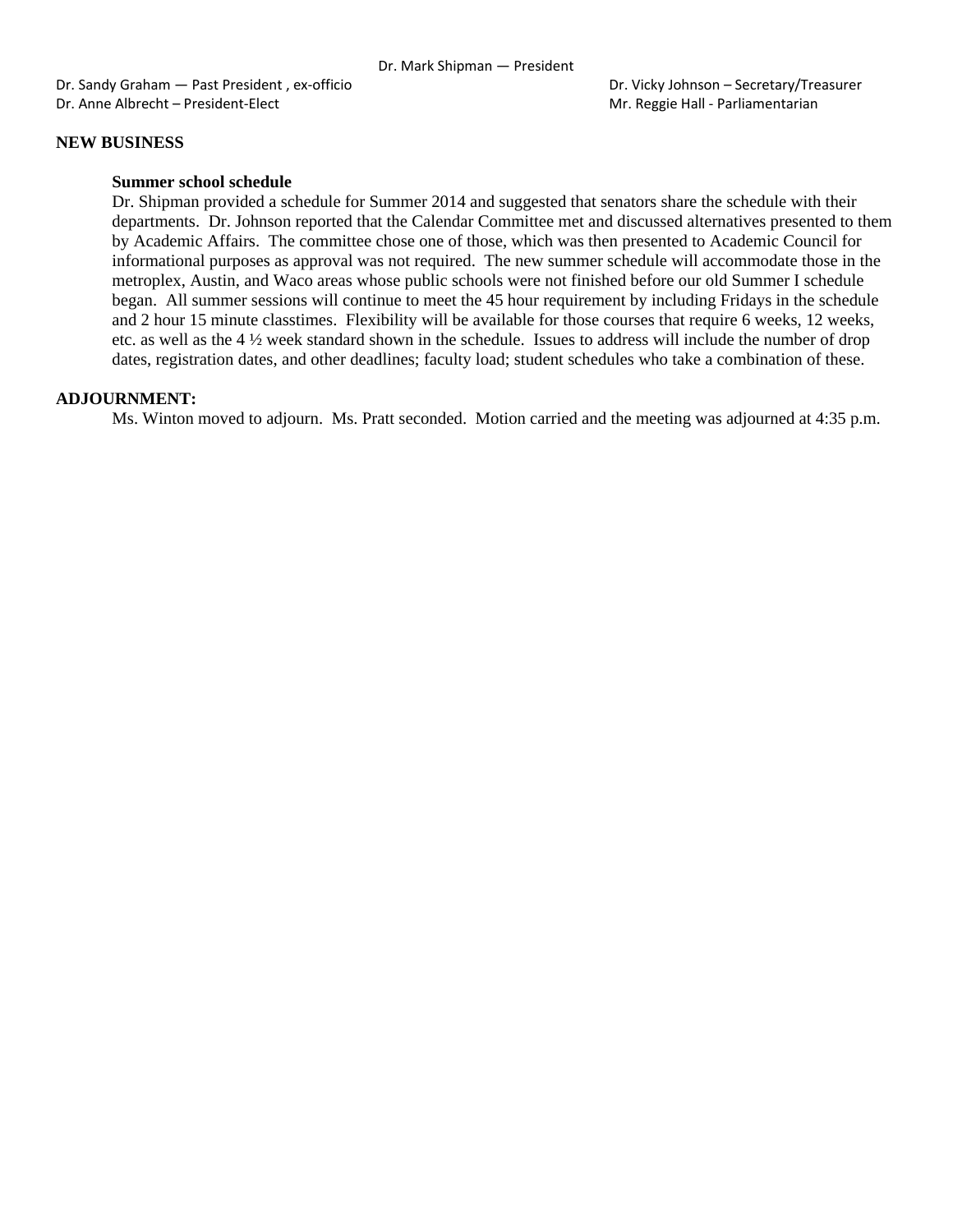**NEW BUSINESS**

**Summer school schedule**

Dr. Shipman provided a schedule for Summer 2014 and suggested that senators share the schedule with their departments. Dr. Johnson reported that the Calendar Committee met and discussed alternatives presented to them by Academic Affairs. The committee chose one of those, which was then presented to Academic Council for informational purposes as approval was not required. The new summer schedule will accommodate those in the metroplex, Austin, and Waco areas whose public schools were not finished before our old Summer I schedule began. All summer sessions will continue to meet the 45 hour requirement by including Fridays in the schedule and 2 hour 15 minute classtimes. Flexibility will be available for those courses that require 6 weeks, 12 weeks, etc. as well as the 4 ½ week standard shown in the schedule. Issues to address will include the number of drop dates, registration dates, and other deadlines; faculty load; student schedules who take a combination of these.

**ADJOURNMENT:**

Ms. Winton moved to adjourn. Ms. Pratt seconded. Motion carried and the meeting was adjourned at 4:35 p.m.